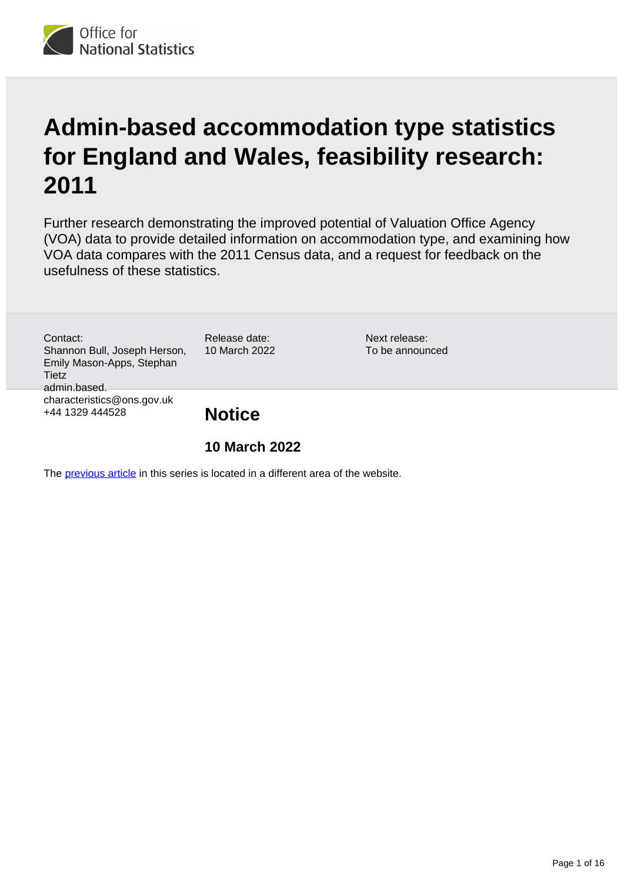# Admin-based accommodation type statistics for England and Wales, feasibility research: 2011

Further research demonstrating the improved potential of Valuation Office Agency (VOA) data to provide detailed information on accommodation type, and examining how VOA data compares with the 2011 Census data, and a request for feedback on the usefulness of these statistics.

Contact:
Shannon Bull, Joseph Herson, Emily Mason-Apps, Stephan Tietz
admin.based.characteristics@ons.gov.uk
+44 1329 444528

Release date:
10 March 2022

Next release:
To be announced

## Notice

### 10 March 2022

The previous article in this series is located in a different area of the website.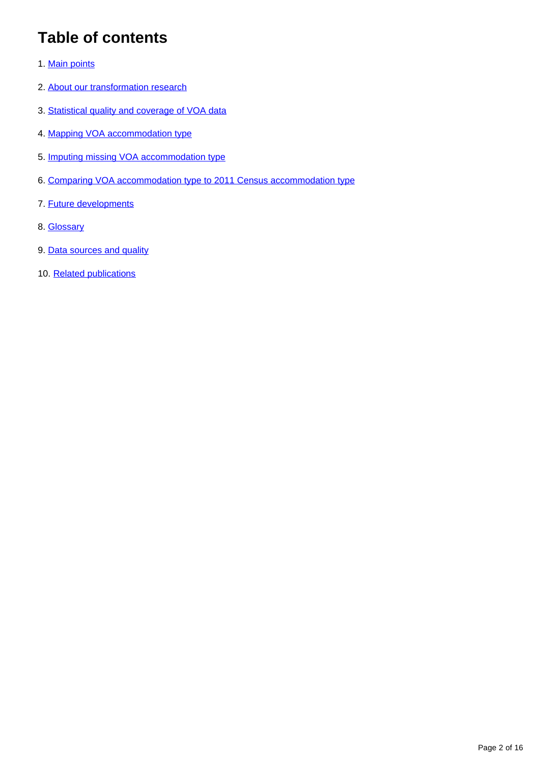## Table of contents

1. Main points
2. About our transformation research
3. Statistical quality and coverage of VOA data
4. Mapping VOA accommodation type
5. Imputing missing VOA accommodation type
6. Comparing VOA accommodation type to 2011 Census accommodation type
7. Future developments
8. Glossary
9. Data sources and quality
10. Related publications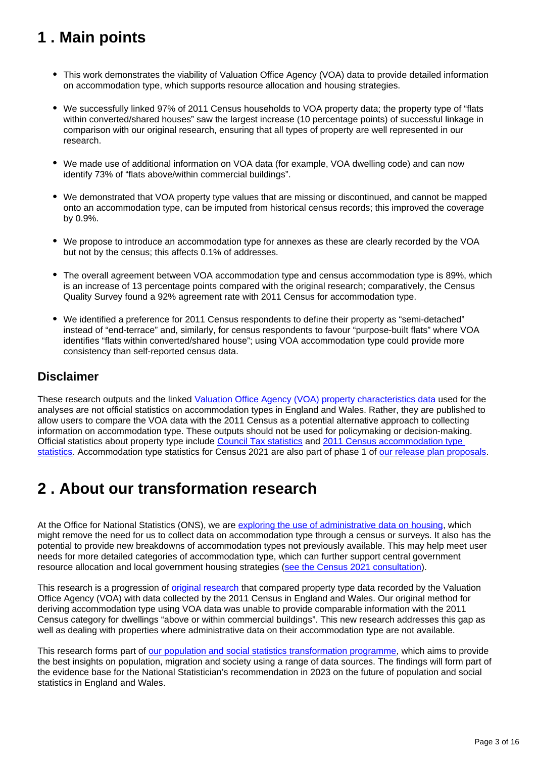## 1 . Main points

- This work demonstrates the viability of Valuation Office Agency (VOA) data to provide detailed information on accommodation type, which supports resource allocation and housing strategies.

- We successfully linked 97% of 2011 Census households to VOA property data; the property type of "flats within converted/shared houses" saw the largest increase (10 percentage points) of successful linkage in comparison with our original research, ensuring that all types of property are well represented in our research.

- We made use of additional information on VOA data (for example, VOA dwelling code) and can now identify 73% of "flats above/within commercial buildings".

- We demonstrated that VOA property type values that are missing or discontinued, and cannot be mapped onto an accommodation type, can be imputed from historical census records; this improved the coverage by 0.9%.

- We propose to introduce an accommodation type for annexes as these are clearly recorded by the VOA but not by the census; this affects 0.1% of addresses.

- The overall agreement between VOA accommodation type and census accommodation type is 89%, which is an increase of 13 percentage points compared with the original research; comparatively, the Census Quality Survey found a 92% agreement rate with 2011 Census for accommodation type.

- We identified a preference for 2011 Census respondents to define their property as "semi-detached" instead of "end-terrace" and, similarly, for census respondents to favour "purpose-built flats" where VOA identifies "flats within converted/shared house"; using VOA accommodation type could provide more consistency than self-reported census data.

### Disclaimer

These research outputs and the linked [Valuation Office Agency (VOA) property characteristics data](#) used for the analyses are not official statistics on accommodation types in England and Wales. Rather, they are published to allow users to compare the VOA data with the 2011 Census as a potential alternative approach to collecting information on accommodation type. These outputs should not be used for policymaking or decision-making. Official statistics about property type include [Council Tax statistics](#) and [2011 Census accommodation type statistics](#). Accommodation type statistics for Census 2021 are also part of phase 1 of [our release plan proposals](#).

## 2 . About our transformation research

At the Office for National Statistics (ONS), we are [exploring the use of administrative data on housing](#), which might remove the need for us to collect data on accommodation type through a census or surveys. It also has the potential to provide new breakdowns of accommodation types not previously available. This may help meet user needs for more detailed categories of accommodation type, which can further support central government resource allocation and local government housing strategies ([see the Census 2021 consultation](#)).

This research is a progression of [original research](#) that compared property type data recorded by the Valuation Office Agency (VOA) with data collected by the 2011 Census in England and Wales. Our original method for deriving accommodation type using VOA data was unable to provide comparable information with the 2011 Census category for dwellings "above or within commercial buildings". This new research addresses this gap as well as dealing with properties where administrative data on their accommodation type are not available.

This research forms part of [our population and social statistics transformation programme](#), which aims to provide the best insights on population, migration and society using a range of data sources. The findings will form part of the evidence base for the National Statistician's recommendation in 2023 on the future of population and social statistics in England and Wales.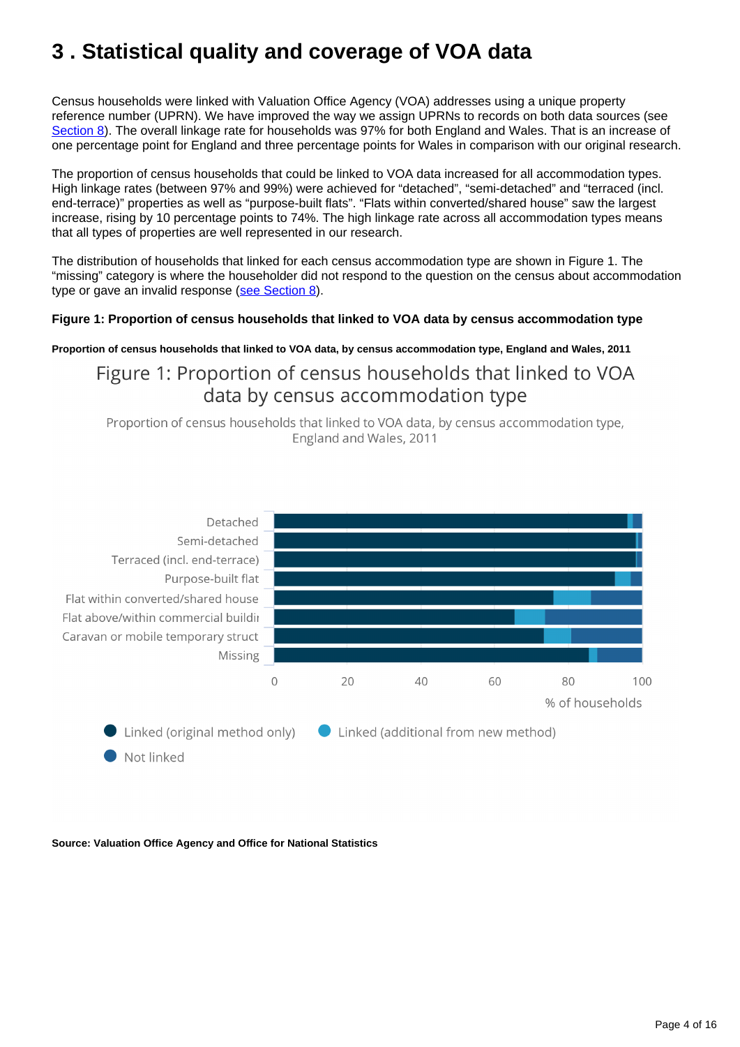# 3 . Statistical quality and coverage of VOA data

Census households were linked with Valuation Office Agency (VOA) addresses using a unique property reference number (UPRN). We have improved the way we assign UPRNs to records on both data sources (see Section 8). The overall linkage rate for households was 97% for both England and Wales. That is an increase of one percentage point for England and three percentage points for Wales in comparison with our original research.

The proportion of census households that could be linked to VOA data increased for all accommodation types. High linkage rates (between 97% and 99%) were achieved for "detached", "semi-detached" and "terraced (incl. end-terrace)" properties as well as "purpose-built flats". "Flats within converted/shared house" saw the largest increase, rising by 10 percentage points to 74%. The high linkage rate across all accommodation types means that all types of properties are well represented in our research.

The distribution of households that linked for each census accommodation type are shown in Figure 1. The "missing" category is where the householder did not respond to the question on the census about accommodation type or gave an invalid response (see Section 8).

**Figure 1: Proportion of census households that linked to VOA data by census accommodation type**

**Proportion of census households that linked to VOA data, by census accommodation type, England and Wales, 2011**

Figure 1: Proportion of census households that linked to VOA data by census accommodation type

Proportion of census households that linked to VOA data, by census accommodation type, England and Wales, 2011

**Source: Valuation Office Agency and Office for National Statistics**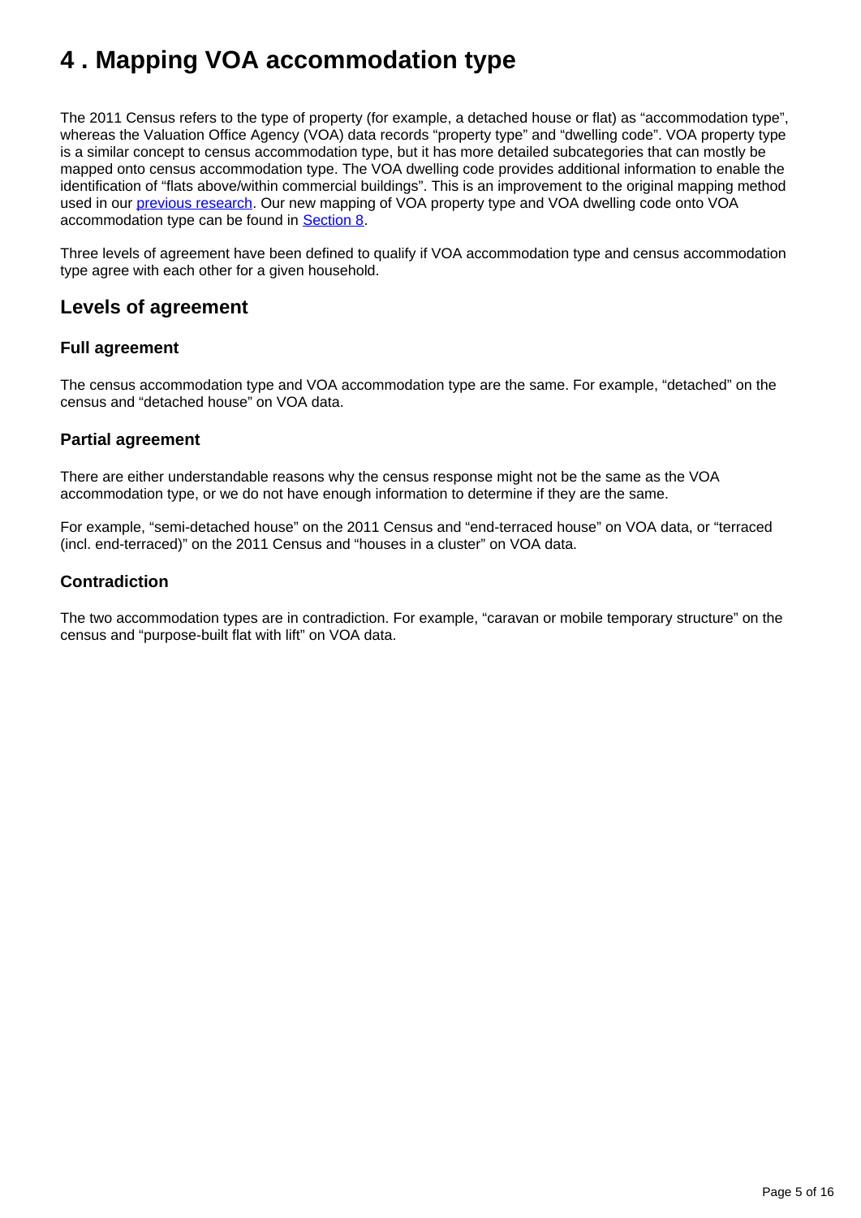# 4 . Mapping VOA accommodation type

The 2011 Census refers to the type of property (for example, a detached house or flat) as "accommodation type", whereas the Valuation Office Agency (VOA) data records "property type" and "dwelling code". VOA property type is a similar concept to census accommodation type, but it has more detailed subcategories that can mostly be mapped onto census accommodation type. The VOA dwelling code provides additional information to enable the identification of "flats above/within commercial buildings". This is an improvement to the original mapping method used in our [previous research](). Our new mapping of VOA property type and VOA dwelling code onto VOA accommodation type can be found in [Section 8]().

Three levels of agreement have been defined to qualify if VOA accommodation type and census accommodation type agree with each other for a given household.

## Levels of agreement

### Full agreement

The census accommodation type and VOA accommodation type are the same. For example, "detached" on the census and "detached house" on VOA data.

### Partial agreement

There are either understandable reasons why the census response might not be the same as the VOA accommodation type, or we do not have enough information to determine if they are the same.

For example, "semi-detached house" on the 2011 Census and "end-terraced house" on VOA data, or "terraced (incl. end-terraced)" on the 2011 Census and "houses in a cluster" on VOA data.

### Contradiction

The two accommodation types are in contradiction. For example, "caravan or mobile temporary structure" on the census and "purpose-built flat with lift" on VOA data.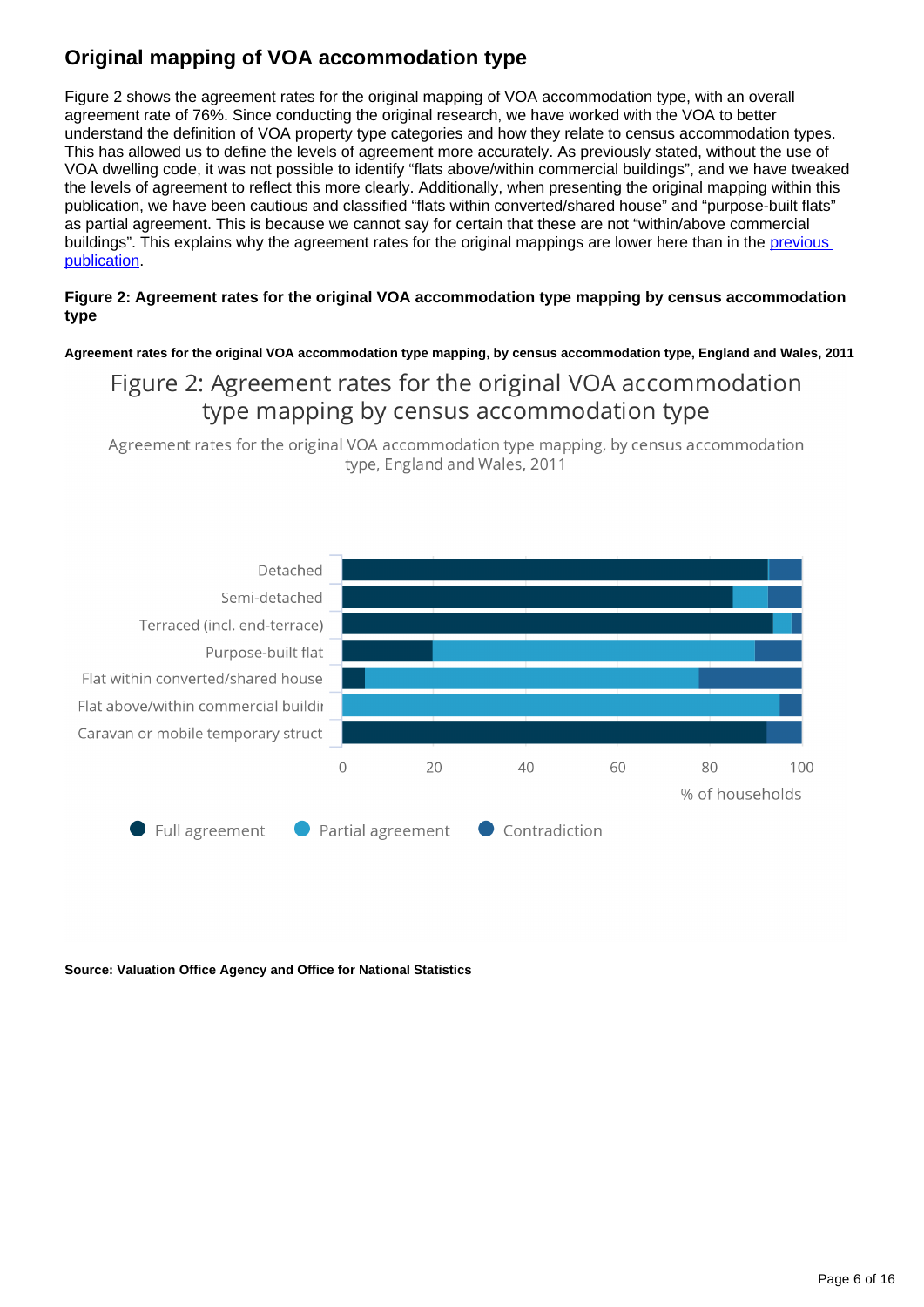## Original mapping of VOA accommodation type

Figure 2 shows the agreement rates for the original mapping of VOA accommodation type, with an overall agreement rate of 76%. Since conducting the original research, we have worked with the VOA to better understand the definition of VOA property type categories and how they relate to census accommodation types. This has allowed us to define the levels of agreement more accurately. As previously stated, without the use of VOA dwelling code, it was not possible to identify "flats above/within commercial buildings", and we have tweaked the levels of agreement to reflect this more clearly. Additionally, when presenting the original mapping within this publication, we have been cautious and classified "flats within converted/shared house" and "purpose-built flats" as partial agreement. This is because we cannot say for certain that these are not "within/above commercial buildings". This explains why the agreement rates for the original mappings are lower here than in the [previous publication](#).

**Figure 2: Agreement rates for the original VOA accommodation type mapping by census accommodation type**

**Agreement rates for the original VOA accommodation type mapping, by census accommodation type, England and Wales, 2011**

Figure 2: Agreement rates for the original VOA accommodation type mapping by census accommodation type

Agreement rates for the original VOA accommodation type mapping, by census accommodation type, England and Wales, 2011

Detached
Semi-detached
Terraced (incl. end-terrace)
Purpose-built flat
Flat within converted/shared house
Flat above/within commercial buildi
Caravan or mobile temporary struct

0 20 40 60 80 100

% of households

Full agreement Partial agreement Contradiction

**Source: Valuation Office Agency and Office for National Statistics**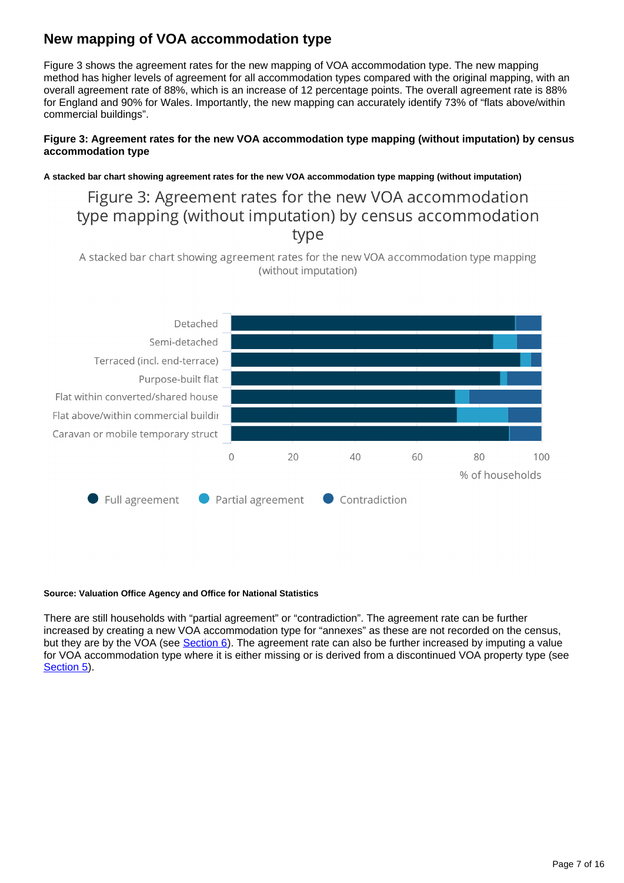## New mapping of VOA accommodation type

Figure 3 shows the agreement rates for the new mapping of VOA accommodation type. The new mapping method has higher levels of agreement for all accommodation types compared with the original mapping, with an overall agreement rate of 88%, which is an increase of 12 percentage points. The overall agreement rate is 88% for England and 90% for Wales. Importantly, the new mapping can accurately identify 73% of "flats above/within commercial buildings".

**Figure 3: Agreement rates for the new VOA accommodation type mapping (without imputation) by census accommodation type**

**A stacked bar chart showing agreement rates for the new VOA accommodation type mapping (without imputation)**

Figure 3: Agreement rates for the new VOA accommodation type mapping (without imputation) by census accommodation type

A stacked bar chart showing agreement rates for the new VOA accommodation type mapping (without imputation)

Detached
Semi-detached
Terraced (incl. end-terrace)
Purpose-built flat
Flat within converted/shared house
Flat above/within commercial buildi
Caravan or mobile temporary struct

0 20 40 60 80 100

% of households

Full agreement  Partial agreement  Contradiction

**Source: Valuation Office Agency and Office for National Statistics**

There are still households with "partial agreement" or "contradiction". The agreement rate can be further increased by creating a new VOA accommodation type for "annexes" as these are not recorded on the census, but they are by the VOA (see Section 6). The agreement rate can also be further increased by imputing a value for VOA accommodation type where it is either missing or is derived from a discontinued VOA property type (see Section 5).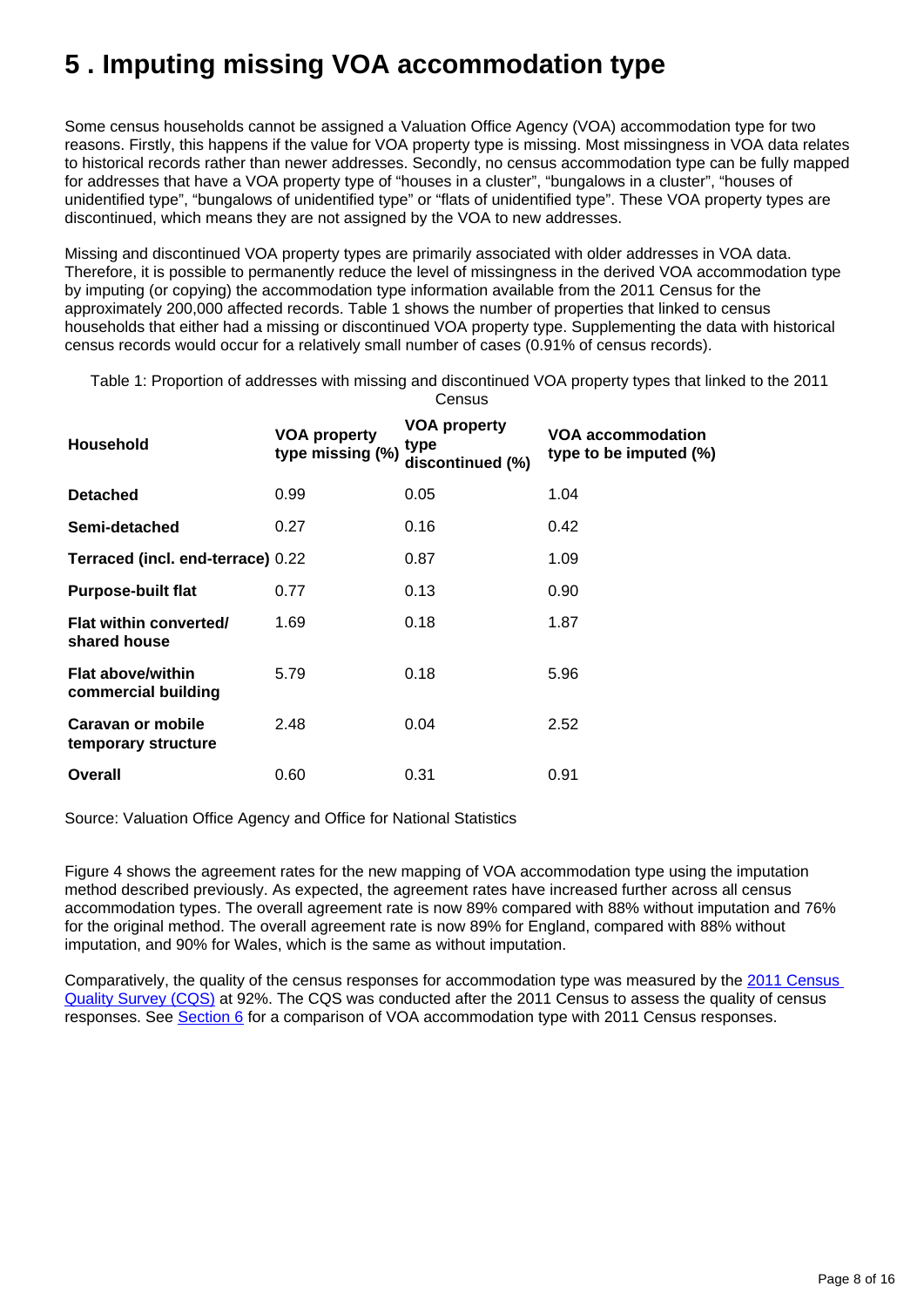# 5 . Imputing missing VOA accommodation type

Some census households cannot be assigned a Valuation Office Agency (VOA) accommodation type for two reasons. Firstly, this happens if the value for VOA property type is missing. Most missingness in VOA data relates to historical records rather than newer addresses. Secondly, no census accommodation type can be fully mapped for addresses that have a VOA property type of "houses in a cluster", "bungalows in a cluster", "houses of unidentified type", "bungalows of unidentified type" or "flats of unidentified type". These VOA property types are discontinued, which means they are not assigned by the VOA to new addresses.

Missing and discontinued VOA property types are primarily associated with older addresses in VOA data. Therefore, it is possible to permanently reduce the level of missingness in the derived VOA accommodation type by imputing (or copying) the accommodation type information available from the 2011 Census for the approximately 200,000 affected records. Table 1 shows the number of properties that linked to census households that either had a missing or discontinued VOA property type. Supplementing the data with historical census records would occur for a relatively small number of cases (0.91% of census records).

Table 1: Proportion of addresses with missing and discontinued VOA property types that linked to the 2011 Census

| Household | VOA property type missing (%) | VOA property type discontinued (%) | VOA accommodation type to be imputed (%) |
|---|---|---|---|
| **Detached** | 0.99 | 0.05 | 1.04 |
| **Semi-detached** | 0.27 | 0.16 | 0.42 |
| **Terraced (incl. end-terrace)** | 0.22 | 0.87 | 1.09 |
| **Purpose-built flat** | 0.77 | 0.13 | 0.90 |
| **Flat within converted/ shared house** | 1.69 | 0.18 | 1.87 |
| **Flat above/within commercial building** | 5.79 | 0.18 | 5.96 |
| **Caravan or mobile temporary structure** | 2.48 | 0.04 | 2.52 |
| **Overall** | 0.60 | 0.31 | 0.91 |

Source: Valuation Office Agency and Office for National Statistics

Figure 4 shows the agreement rates for the new mapping of VOA accommodation type using the imputation method described previously. As expected, the agreement rates have increased further across all census accommodation types. The overall agreement rate is now 89% compared with 88% without imputation and 76% for the original method. The overall agreement rate is now 89% for England, compared with 88% without imputation, and 90% for Wales, which is the same as without imputation.

Comparatively, the quality of the census responses for accommodation type was measured by the [2011 Census Quality Survey (CQS)] at 92%. The CQS was conducted after the 2011 Census to assess the quality of census responses. See [Section 6] for a comparison of VOA accommodation type with 2011 Census responses.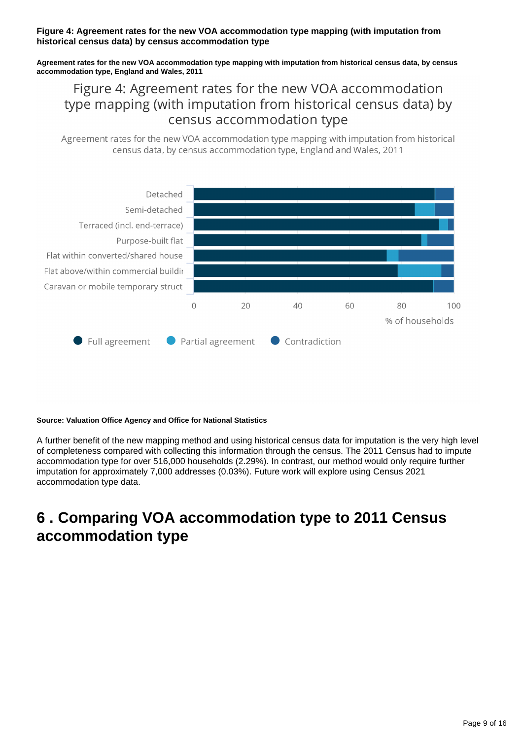**Figure 4: Agreement rates for the new VOA accommodation type mapping (with imputation from historical census data) by census accommodation type**

**Agreement rates for the new VOA accommodation type mapping with imputation from historical census data, by census accommodation type, England and Wales, 2011**

Figure 4: Agreement rates for the new VOA accommodation type mapping (with imputation from historical census data) by census accommodation type

Agreement rates for the new VOA accommodation type mapping with imputation from historical census data, by census accommodation type, England and Wales, 2011

**Source: Valuation Office Agency and Office for National Statistics**

A further benefit of the new mapping method and using historical census data for imputation is the very high level of completeness compared with collecting this information through the census. The 2011 Census had to impute accommodation type for over 516,000 households (2.29%). In contrast, our method would only require further imputation for approximately 7,000 addresses (0.03%). Future work will explore using Census 2021 accommodation type data.

## 6 . Comparing VOA accommodation type to 2011 Census accommodation type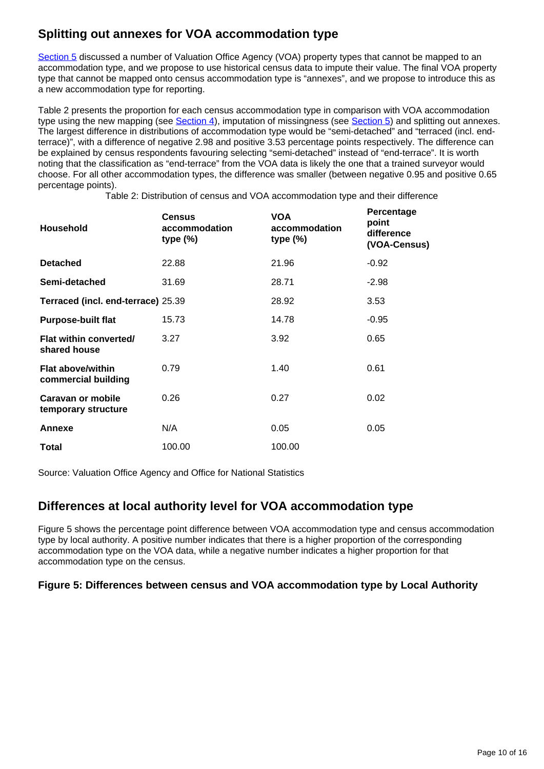## Splitting out annexes for VOA accommodation type

[Section 5](#) discussed a number of Valuation Office Agency (VOA) property types that cannot be mapped to an accommodation type, and we propose to use historical census data to impute their value. The final VOA property type that cannot be mapped onto census accommodation type is "annexes", and we propose to introduce this as a new accommodation type for reporting.

Table 2 presents the proportion for each census accommodation type in comparison with VOA accommodation type using the new mapping (see [Section 4](#)), imputation of missingness (see [Section 5](#)) and splitting out annexes. The largest difference in distributions of accommodation type would be "semi-detached" and "terraced (incl. end-terrace)", with a difference of negative 2.98 and positive 3.53 percentage points respectively. The difference can be explained by census respondents favouring selecting "semi-detached" instead of "end-terrace". It is worth noting that the classification as "end-terrace" from the VOA data is likely the one that a trained surveyor would choose. For all other accommodation types, the difference was smaller (between negative 0.95 and positive 0.65 percentage points).

Table 2: Distribution of census and VOA accommodation type and their difference

| Household | Census accommodation type (%) | VOA accommodation type (%) | Percentage point difference (VOA-Census) |
|---|---|---|---|
| **Detached** | 22.88 | 21.96 | -0.92 |
| **Semi-detached** | 31.69 | 28.71 | -2.98 |
| **Terraced (incl. end-terrace)** | 25.39 | 28.92 | 3.53 |
| **Purpose-built flat** | 15.73 | 14.78 | -0.95 |
| **Flat within converted/ shared house** | 3.27 | 3.92 | 0.65 |
| **Flat above/within commercial building** | 0.79 | 1.40 | 0.61 |
| **Caravan or mobile temporary structure** | 0.26 | 0.27 | 0.02 |
| **Annexe** | N/A | 0.05 | 0.05 |
| **Total** | 100.00 | 100.00 | |

Source: Valuation Office Agency and Office for National Statistics

## Differences at local authority level for VOA accommodation type

Figure 5 shows the percentage point difference between VOA accommodation type and census accommodation type by local authority. A positive number indicates that there is a higher proportion of the corresponding accommodation type on the VOA data, while a negative number indicates a higher proportion for that accommodation type on the census.

### Figure 5: Differences between census and VOA accommodation type by Local Authority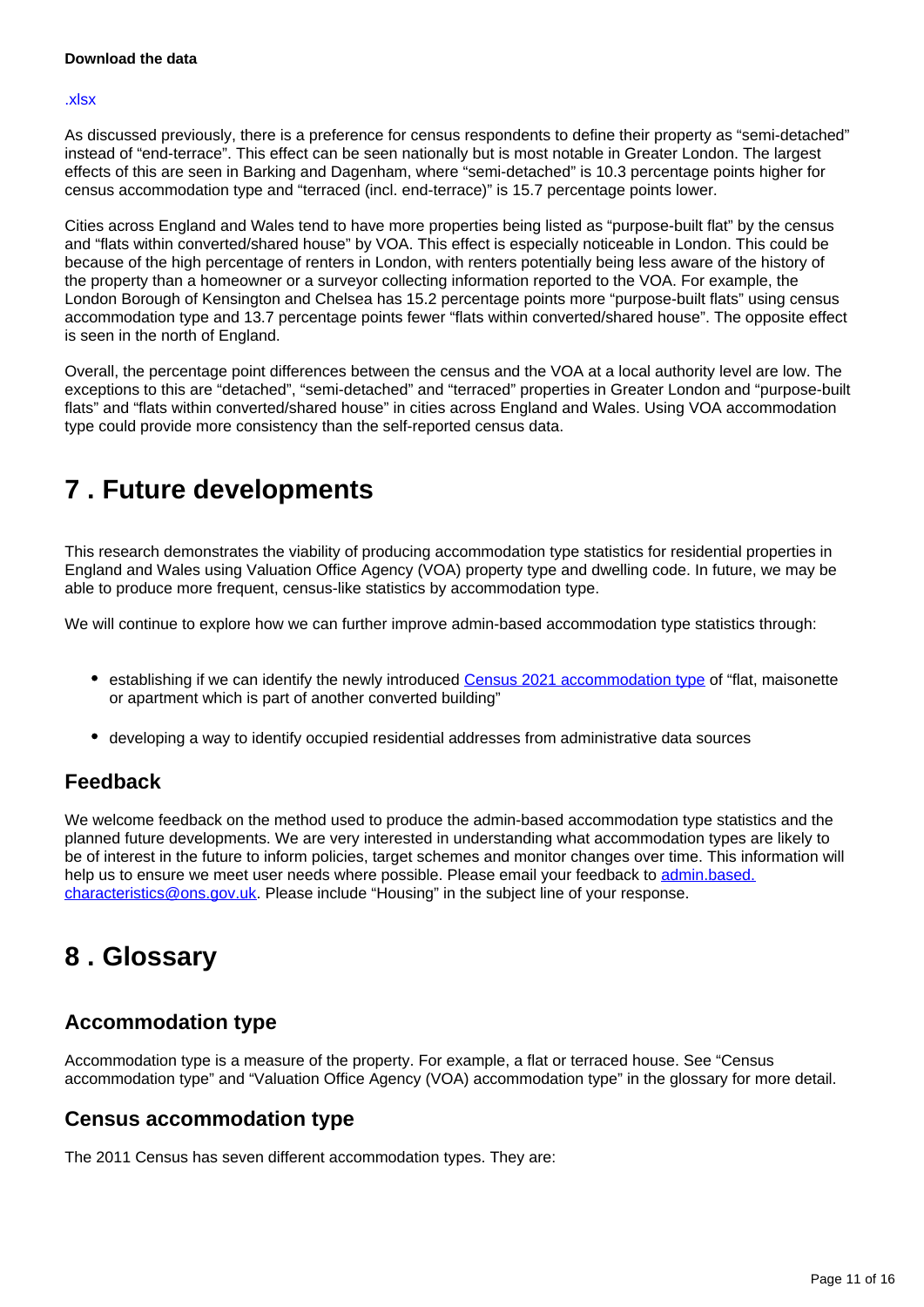**Download the data**

.xlsx

As discussed previously, there is a preference for census respondents to define their property as "semi-detached" instead of "end-terrace". This effect can be seen nationally but is most notable in Greater London. The largest effects of this are seen in Barking and Dagenham, where "semi-detached" is 10.3 percentage points higher for census accommodation type and "terraced (incl. end-terrace)" is 15.7 percentage points lower.

Cities across England and Wales tend to have more properties being listed as "purpose-built flat" by the census and "flats within converted/shared house" by VOA. This effect is especially noticeable in London. This could be because of the high percentage of renters in London, with renters potentially being less aware of the history of the property than a homeowner or a surveyor collecting information reported to the VOA. For example, the London Borough of Kensington and Chelsea has 15.2 percentage points more "purpose-built flats" using census accommodation type and 13.7 percentage points fewer "flats within converted/shared house". The opposite effect is seen in the north of England.

Overall, the percentage point differences between the census and the VOA at a local authority level are low. The exceptions to this are "detached", "semi-detached" and "terraced" properties in Greater London and "purpose-built flats" and "flats within converted/shared house" in cities across England and Wales. Using VOA accommodation type could provide more consistency than the self-reported census data.

# 7 . Future developments

This research demonstrates the viability of producing accommodation type statistics for residential properties in England and Wales using Valuation Office Agency (VOA) property type and dwelling code. In future, we may be able to produce more frequent, census-like statistics by accommodation type.

We will continue to explore how we can further improve admin-based accommodation type statistics through:

- establishing if we can identify the newly introduced Census 2021 accommodation type of "flat, maisonette or apartment which is part of another converted building"
- developing a way to identify occupied residential addresses from administrative data sources

## Feedback

We welcome feedback on the method used to produce the admin-based accommodation type statistics and the planned future developments. We are very interested in understanding what accommodation types are likely to be of interest in the future to inform policies, target schemes and monitor changes over time. This information will help us to ensure we meet user needs where possible. Please email your feedback to admin.based.characteristics@ons.gov.uk. Please include "Housing" in the subject line of your response.

# 8 . Glossary

## Accommodation type

Accommodation type is a measure of the property. For example, a flat or terraced house. See "Census accommodation type" and "Valuation Office Agency (VOA) accommodation type" in the glossary for more detail.

## Census accommodation type

The 2011 Census has seven different accommodation types. They are: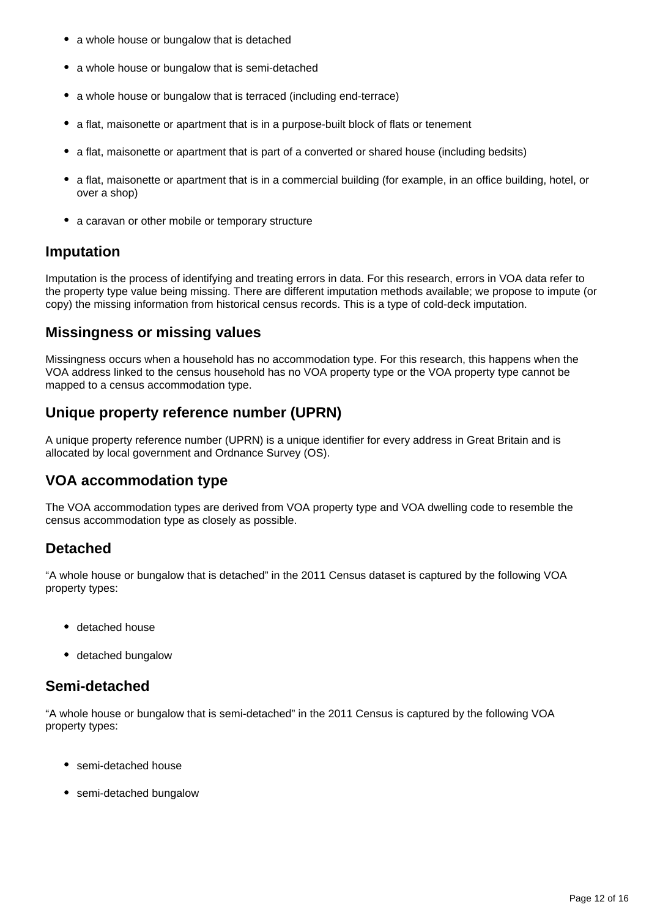- a whole house or bungalow that is detached
- a whole house or bungalow that is semi-detached
- a whole house or bungalow that is terraced (including end-terrace)
- a flat, maisonette or apartment that is in a purpose-built block of flats or tenement
- a flat, maisonette or apartment that is part of a converted or shared house (including bedsits)
- a flat, maisonette or apartment that is in a commercial building (for example, in an office building, hotel, or over a shop)
- a caravan or other mobile or temporary structure

### Imputation

Imputation is the process of identifying and treating errors in data. For this research, errors in VOA data refer to the property type value being missing. There are different imputation methods available; we propose to impute (or copy) the missing information from historical census records. This is a type of cold-deck imputation.

### Missingness or missing values

Missingness occurs when a household has no accommodation type. For this research, this happens when the VOA address linked to the census household has no VOA property type or the VOA property type cannot be mapped to a census accommodation type.

### Unique property reference number (UPRN)

A unique property reference number (UPRN) is a unique identifier for every address in Great Britain and is allocated by local government and Ordnance Survey (OS).

### VOA accommodation type

The VOA accommodation types are derived from VOA property type and VOA dwelling code to resemble the census accommodation type as closely as possible.

### Detached

"A whole house or bungalow that is detached" in the 2011 Census dataset is captured by the following VOA property types:

- detached house
- detached bungalow

### Semi-detached

"A whole house or bungalow that is semi-detached" in the 2011 Census is captured by the following VOA property types:

- semi-detached house
- semi-detached bungalow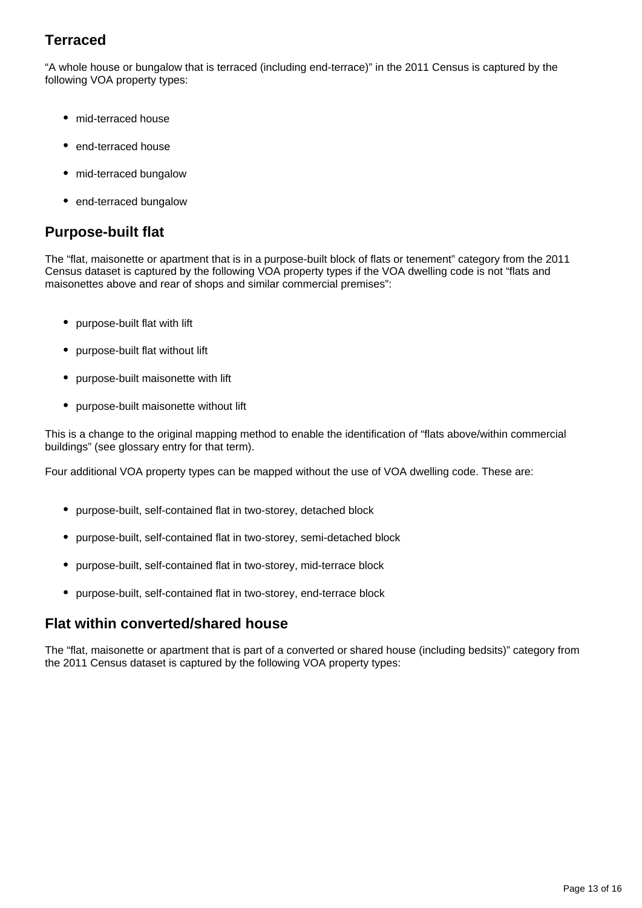## Terraced

"A whole house or bungalow that is terraced (including end-terrace)" in the 2011 Census is captured by the following VOA property types:

- mid-terraced house
- end-terraced house
- mid-terraced bungalow
- end-terraced bungalow

## Purpose-built flat

The "flat, maisonette or apartment that is in a purpose-built block of flats or tenement" category from the 2011 Census dataset is captured by the following VOA property types if the VOA dwelling code is not "flats and maisonettes above and rear of shops and similar commercial premises":

- purpose-built flat with lift
- purpose-built flat without lift
- purpose-built maisonette with lift
- purpose-built maisonette without lift

This is a change to the original mapping method to enable the identification of "flats above/within commercial buildings" (see glossary entry for that term).

Four additional VOA property types can be mapped without the use of VOA dwelling code. These are:

- purpose-built, self-contained flat in two-storey, detached block
- purpose-built, self-contained flat in two-storey, semi-detached block
- purpose-built, self-contained flat in two-storey, mid-terrace block
- purpose-built, self-contained flat in two-storey, end-terrace block

## Flat within converted/shared house

The "flat, maisonette or apartment that is part of a converted or shared house (including bedsits)" category from the 2011 Census dataset is captured by the following VOA property types: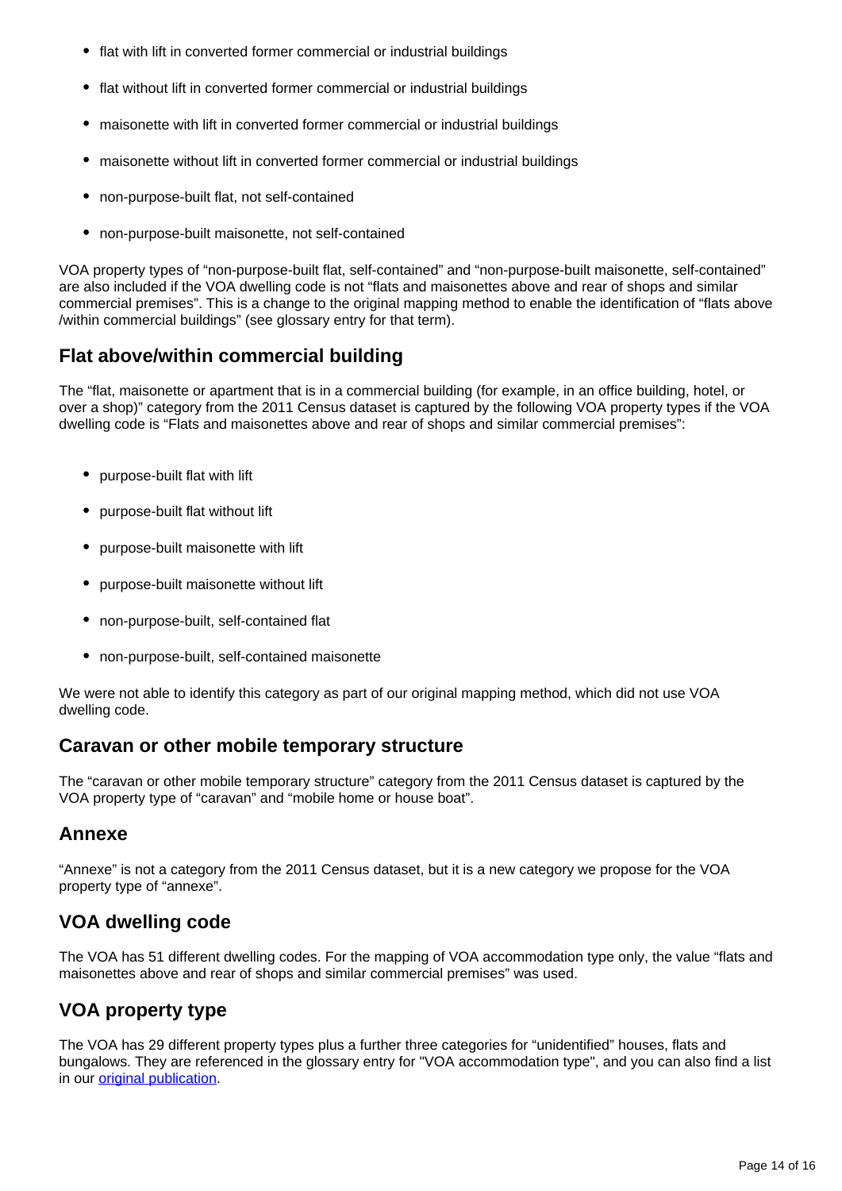- flat with lift in converted former commercial or industrial buildings
- flat without lift in converted former commercial or industrial buildings
- maisonette with lift in converted former commercial or industrial buildings
- maisonette without lift in converted former commercial or industrial buildings
- non-purpose-built flat, not self-contained
- non-purpose-built maisonette, not self-contained

VOA property types of "non-purpose-built flat, self-contained" and "non-purpose-built maisonette, self-contained" are also included if the VOA dwelling code is not "flats and maisonettes above and rear of shops and similar commercial premises". This is a change to the original mapping method to enable the identification of "flats above /within commercial buildings" (see glossary entry for that term).

## Flat above/within commercial building

The "flat, maisonette or apartment that is in a commercial building (for example, in an office building, hotel, or over a shop)" category from the 2011 Census dataset is captured by the following VOA property types if the VOA dwelling code is "Flats and maisonettes above and rear of shops and similar commercial premises":

- purpose-built flat with lift
- purpose-built flat without lift
- purpose-built maisonette with lift
- purpose-built maisonette without lift
- non-purpose-built, self-contained flat
- non-purpose-built, self-contained maisonette

We were not able to identify this category as part of our original mapping method, which did not use VOA dwelling code.

## Caravan or other mobile temporary structure

The "caravan or other mobile temporary structure" category from the 2011 Census dataset is captured by the VOA property type of "caravan" and "mobile home or house boat".

## Annexe

"Annexe" is not a category from the 2011 Census dataset, but it is a new category we propose for the VOA property type of "annexe".

## VOA dwelling code

The VOA has 51 different dwelling codes. For the mapping of VOA accommodation type only, the value "flats and maisonettes above and rear of shops and similar commercial premises" was used.

## VOA property type

The VOA has 29 different property types plus a further three categories for "unidentified" houses, flats and bungalows. They are referenced in the glossary entry for "VOA accommodation type", and you can also find a list in our original publication.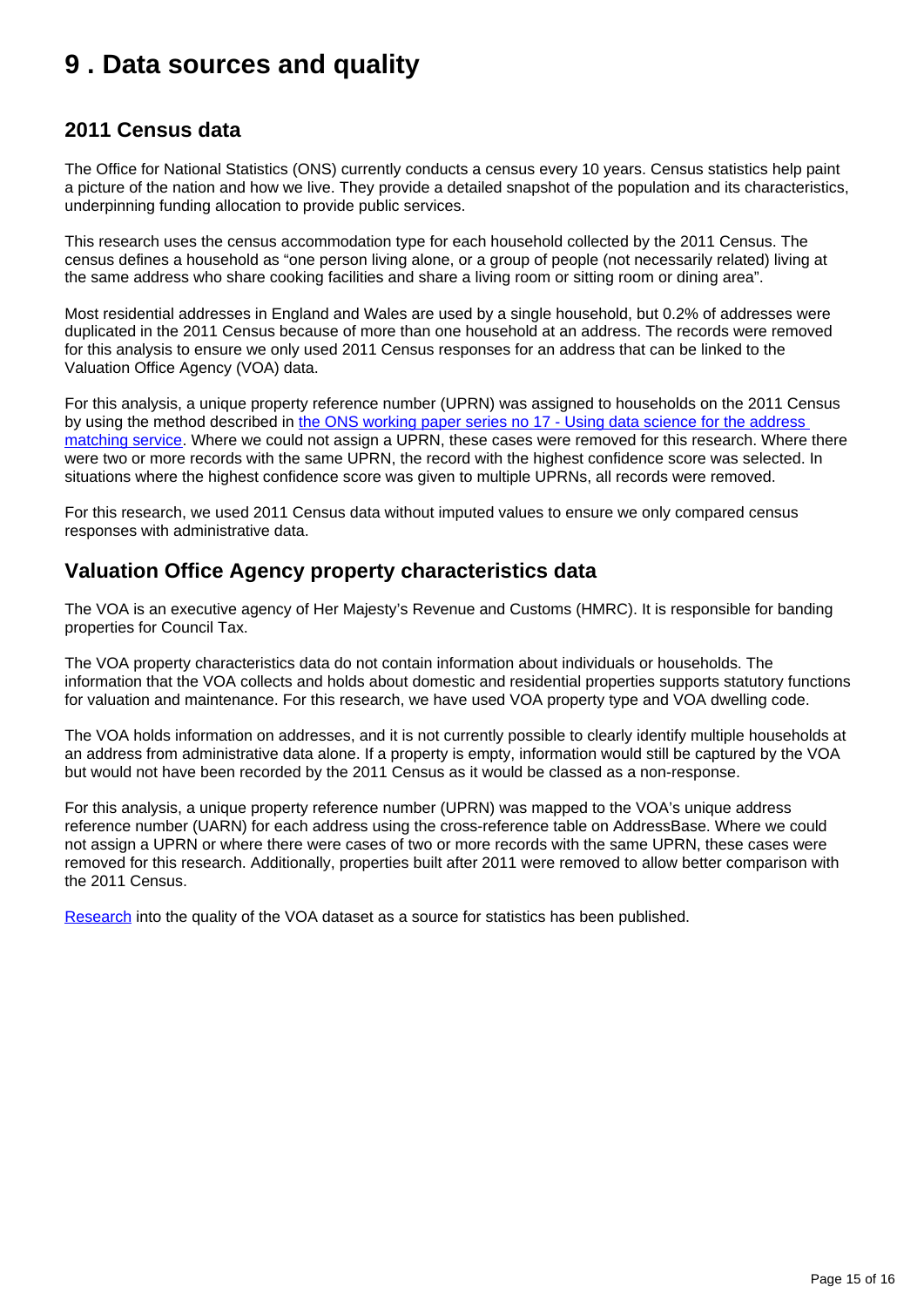# 9 . Data sources and quality

## 2011 Census data

The Office for National Statistics (ONS) currently conducts a census every 10 years. Census statistics help paint a picture of the nation and how we live. They provide a detailed snapshot of the population and its characteristics, underpinning funding allocation to provide public services.

This research uses the census accommodation type for each household collected by the 2011 Census. The census defines a household as "one person living alone, or a group of people (not necessarily related) living at the same address who share cooking facilities and share a living room or sitting room or dining area".

Most residential addresses in England and Wales are used by a single household, but 0.2% of addresses were duplicated in the 2011 Census because of more than one household at an address. The records were removed for this analysis to ensure we only used 2011 Census responses for an address that can be linked to the Valuation Office Agency (VOA) data.

For this analysis, a unique property reference number (UPRN) was assigned to households on the 2011 Census by using the method described in [the ONS working paper series no 17 - Using data science for the address matching service](). Where we could not assign a UPRN, these cases were removed for this research. Where there were two or more records with the same UPRN, the record with the highest confidence score was selected. In situations where the highest confidence score was given to multiple UPRNs, all records were removed.

For this research, we used 2011 Census data without imputed values to ensure we only compared census responses with administrative data.

## Valuation Office Agency property characteristics data

The VOA is an executive agency of Her Majesty's Revenue and Customs (HMRC). It is responsible for banding properties for Council Tax.

The VOA property characteristics data do not contain information about individuals or households. The information that the VOA collects and holds about domestic and residential properties supports statutory functions for valuation and maintenance. For this research, we have used VOA property type and VOA dwelling code.

The VOA holds information on addresses, and it is not currently possible to clearly identify multiple households at an address from administrative data alone. If a property is empty, information would still be captured by the VOA but would not have been recorded by the 2011 Census as it would be classed as a non-response.

For this analysis, a unique property reference number (UPRN) was mapped to the VOA's unique address reference number (UARN) for each address using the cross-reference table on AddressBase. Where we could not assign a UPRN or where there were cases of two or more records with the same UPRN, these cases were removed for this research. Additionally, properties built after 2011 were removed to allow better comparison with the 2011 Census.

[Research]() into the quality of the VOA dataset as a source for statistics has been published.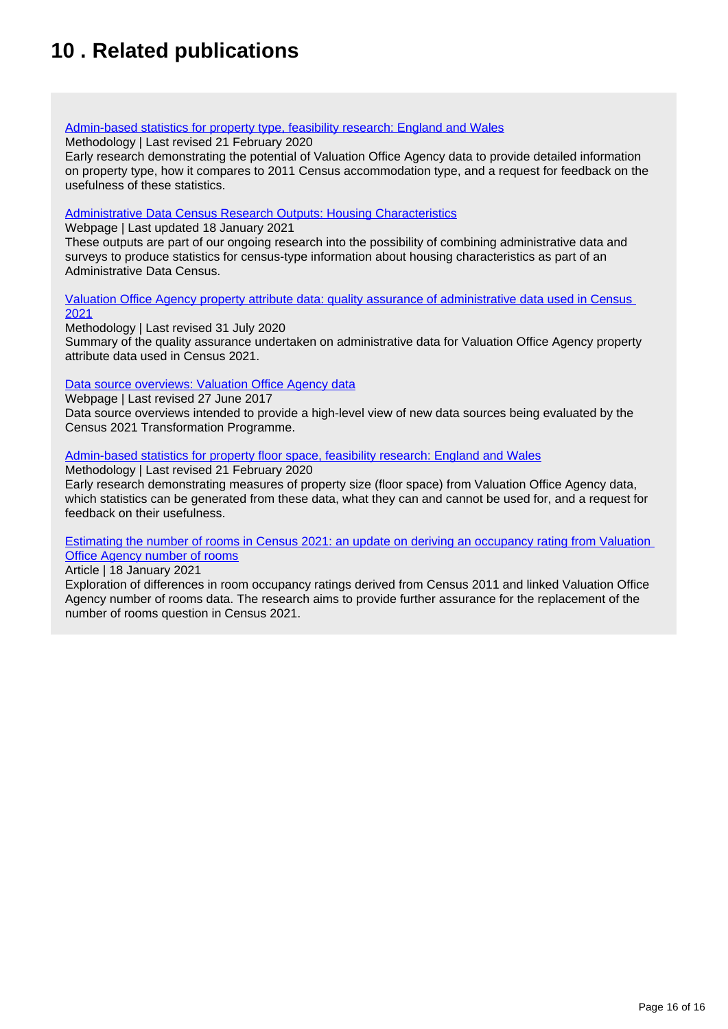# 10 . Related publications

Admin-based statistics for property type, feasibility research: England and Wales
Methodology | Last revised 21 February 2020
Early research demonstrating the potential of Valuation Office Agency data to provide detailed information on property type, how it compares to 2011 Census accommodation type, and a request for feedback on the usefulness of these statistics.

Administrative Data Census Research Outputs: Housing Characteristics
Webpage | Last updated 18 January 2021
These outputs are part of our ongoing research into the possibility of combining administrative data and surveys to produce statistics for census-type information about housing characteristics as part of an Administrative Data Census.

Valuation Office Agency property attribute data: quality assurance of administrative data used in Census 2021
Methodology | Last revised 31 July 2020
Summary of the quality assurance undertaken on administrative data for Valuation Office Agency property attribute data used in Census 2021.

Data source overviews: Valuation Office Agency data
Webpage | Last revised 27 June 2017
Data source overviews intended to provide a high-level view of new data sources being evaluated by the Census 2021 Transformation Programme.

Admin-based statistics for property floor space, feasibility research: England and Wales
Methodology | Last revised 21 February 2020
Early research demonstrating measures of property size (floor space) from Valuation Office Agency data, which statistics can be generated from these data, what they can and cannot be used for, and a request for feedback on their usefulness.

Estimating the number of rooms in Census 2021: an update on deriving an occupancy rating from Valuation Office Agency number of rooms
Article | 18 January 2021
Exploration of differences in room occupancy ratings derived from Census 2011 and linked Valuation Office Agency number of rooms data. The research aims to provide further assurance for the replacement of the number of rooms question in Census 2021.